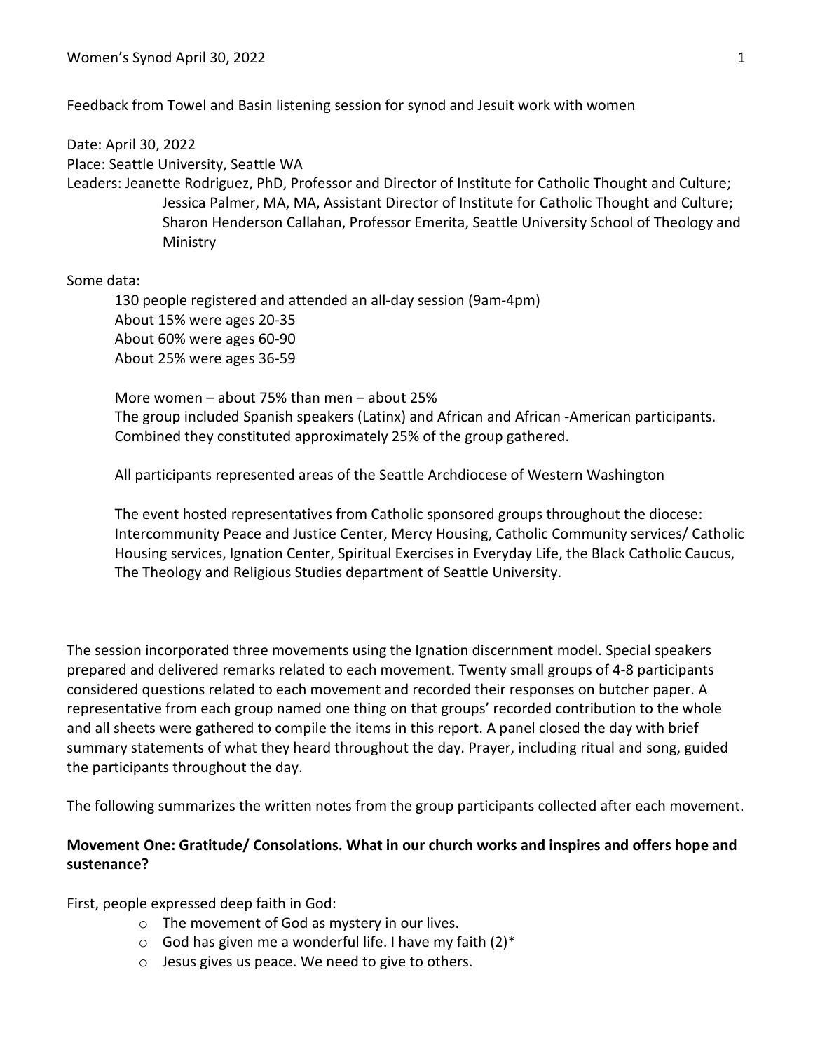Feedback from Towel and Basin listening session for synod and Jesuit work with women

Date: April 30, 2022
Place: Seattle University, Seattle WA
Leaders: Jeanette Rodriguez, PhD, Professor and Director of Institute for Catholic Thought and Culture; Jessica Palmer, MA, MA, Assistant Director of Institute for Catholic Thought and Culture; Sharon Henderson Callahan, Professor Emerita, Seattle University School of Theology and Ministry

Some data:

130 people registered and attended an all-day session (9am-4pm)
About 15% were ages 20-35
About 60% were ages 60-90
About 25% were ages 36-59

More women – about 75% than men – about 25%
The group included Spanish speakers (Latinx) and African and African -American participants. Combined they constituted approximately 25% of the group gathered.

All participants represented areas of the Seattle Archdiocese of Western Washington

The event hosted representatives from Catholic sponsored groups throughout the diocese: Intercommunity Peace and Justice Center, Mercy Housing, Catholic Community services/ Catholic Housing services, Ignation Center, Spiritual Exercises in Everyday Life, the Black Catholic Caucus, The Theology and Religious Studies department of Seattle University.

The session incorporated three movements using the Ignation discernment model. Special speakers prepared and delivered remarks related to each movement. Twenty small groups of 4-8 participants considered questions related to each movement and recorded their responses on butcher paper. A representative from each group named one thing on that groups' recorded contribution to the whole and all sheets were gathered to compile the items in this report. A panel closed the day with brief summary statements of what they heard throughout the day. Prayer, including ritual and song, guided the participants throughout the day.

The following summarizes the written notes from the group participants collected after each movement.

**Movement One: Gratitude/ Consolations. What in our church works and inspires and offers hope and sustenance?**

First, people expressed deep faith in God:

- The movement of God as mystery in our lives.
- God has given me a wonderful life. I have my faith (2)*
- Jesus gives us peace. We need to give to others.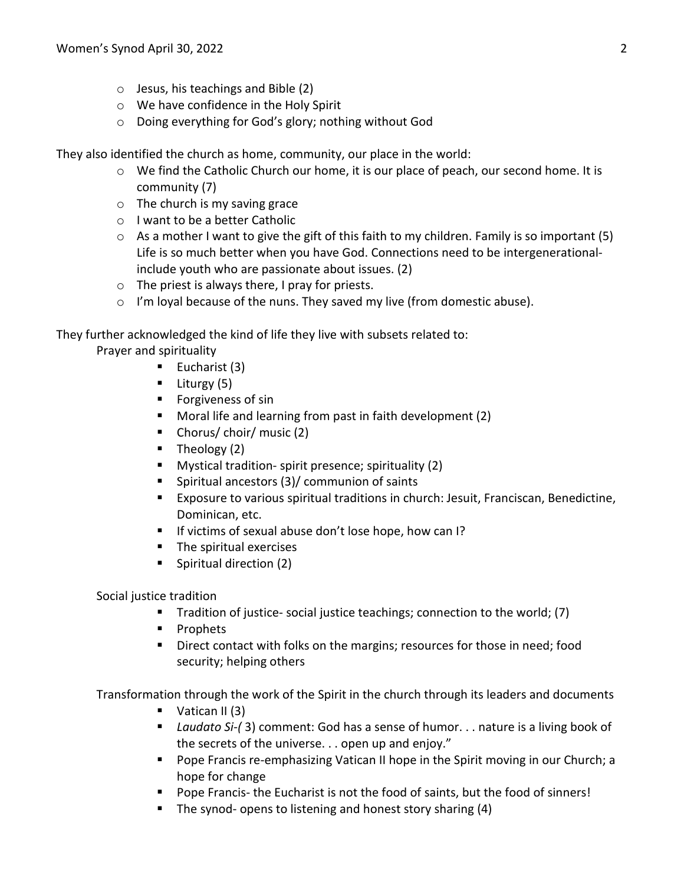- Jesus, his teachings and Bible (2)
- We have confidence in the Holy Spirit
- Doing everything for God's glory; nothing without God

They also identified the church as home, community, our place in the world:

- We find the Catholic Church our home, it is our place of peach, our second home. It is community (7)
- The church is my saving grace
- I want to be a better Catholic
- As a mother I want to give the gift of this faith to my children. Family is so important (5) Life is so much better when you have God. Connections need to be intergenerational- include youth who are passionate about issues. (2)
- The priest is always there, I pray for priests.
- I'm loyal because of the nuns. They saved my live (from domestic abuse).

They further acknowledged the kind of life they live with subsets related to:

Prayer and spirituality

- Eucharist (3)
- Liturgy (5)
- Forgiveness of sin
- Moral life and learning from past in faith development (2)
- Chorus/ choir/ music (2)
- Theology (2)
- Mystical tradition- spirit presence; spirituality (2)
- Spiritual ancestors (3)/ communion of saints
- Exposure to various spiritual traditions in church: Jesuit, Franciscan, Benedictine, Dominican, etc.
- If victims of sexual abuse don't lose hope, how can I?
- The spiritual exercises
- Spiritual direction (2)

Social justice tradition

- Tradition of justice- social justice teachings; connection to the world; (7)
- Prophets
- Direct contact with folks on the margins; resources for those in need; food security; helping others

Transformation through the work of the Spirit in the church through its leaders and documents

- Vatican II (3)
- *Laudato Si-(* 3) comment: God has a sense of humor. . . nature is a living book of the secrets of the universe. . . open up and enjoy."
- Pope Francis re-emphasizing Vatican II hope in the Spirit moving in our Church; a hope for change
- Pope Francis- the Eucharist is not the food of saints, but the food of sinners!
- The synod- opens to listening and honest story sharing (4)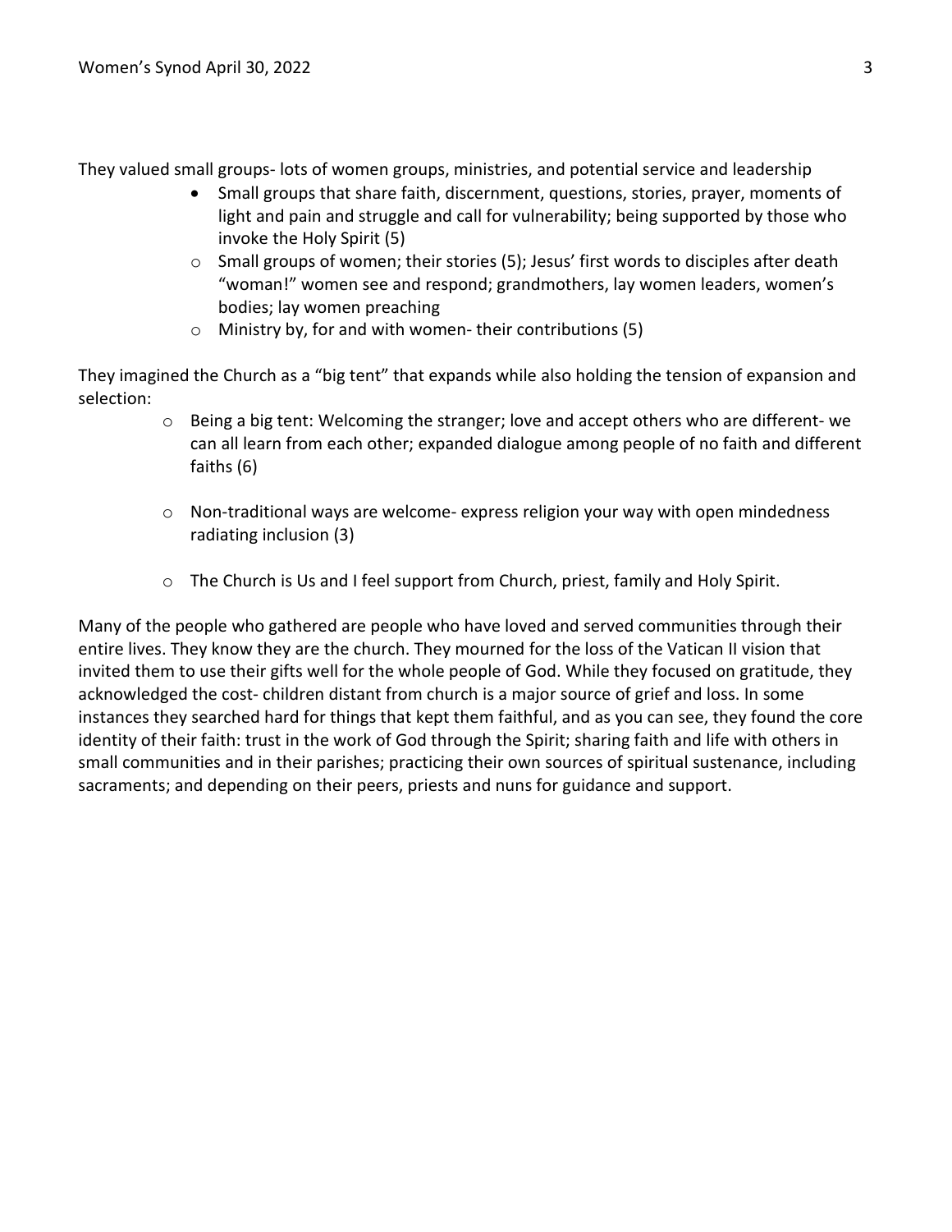They valued small groups- lots of women groups, ministries, and potential service and leadership

- Small groups that share faith, discernment, questions, stories, prayer, moments of light and pain and struggle and call for vulnerability; being supported by those who invoke the Holy Spirit (5)
    - Small groups of women; their stories (5); Jesus' first words to disciples after death "woman!" women see and respond; grandmothers, lay women leaders, women's bodies; lay women preaching
    - Ministry by, for and with women- their contributions (5)

They imagined the Church as a "big tent" that expands while also holding the tension of expansion and selection:

- Being a big tent: Welcoming the stranger; love and accept others who are different- we can all learn from each other; expanded dialogue among people of no faith and different faiths (6)
- Non-traditional ways are welcome- express religion your way with open mindedness radiating inclusion (3)
- The Church is Us and I feel support from Church, priest, family and Holy Spirit.

Many of the people who gathered are people who have loved and served communities through their entire lives. They know they are the church. They mourned for the loss of the Vatican II vision that invited them to use their gifts well for the whole people of God. While they focused on gratitude, they acknowledged the cost- children distant from church is a major source of grief and loss. In some instances they searched hard for things that kept them faithful, and as you can see, they found the core identity of their faith: trust in the work of God through the Spirit; sharing faith and life with others in small communities and in their parishes; practicing their own sources of spiritual sustenance, including sacraments; and depending on their peers, priests and nuns for guidance and support.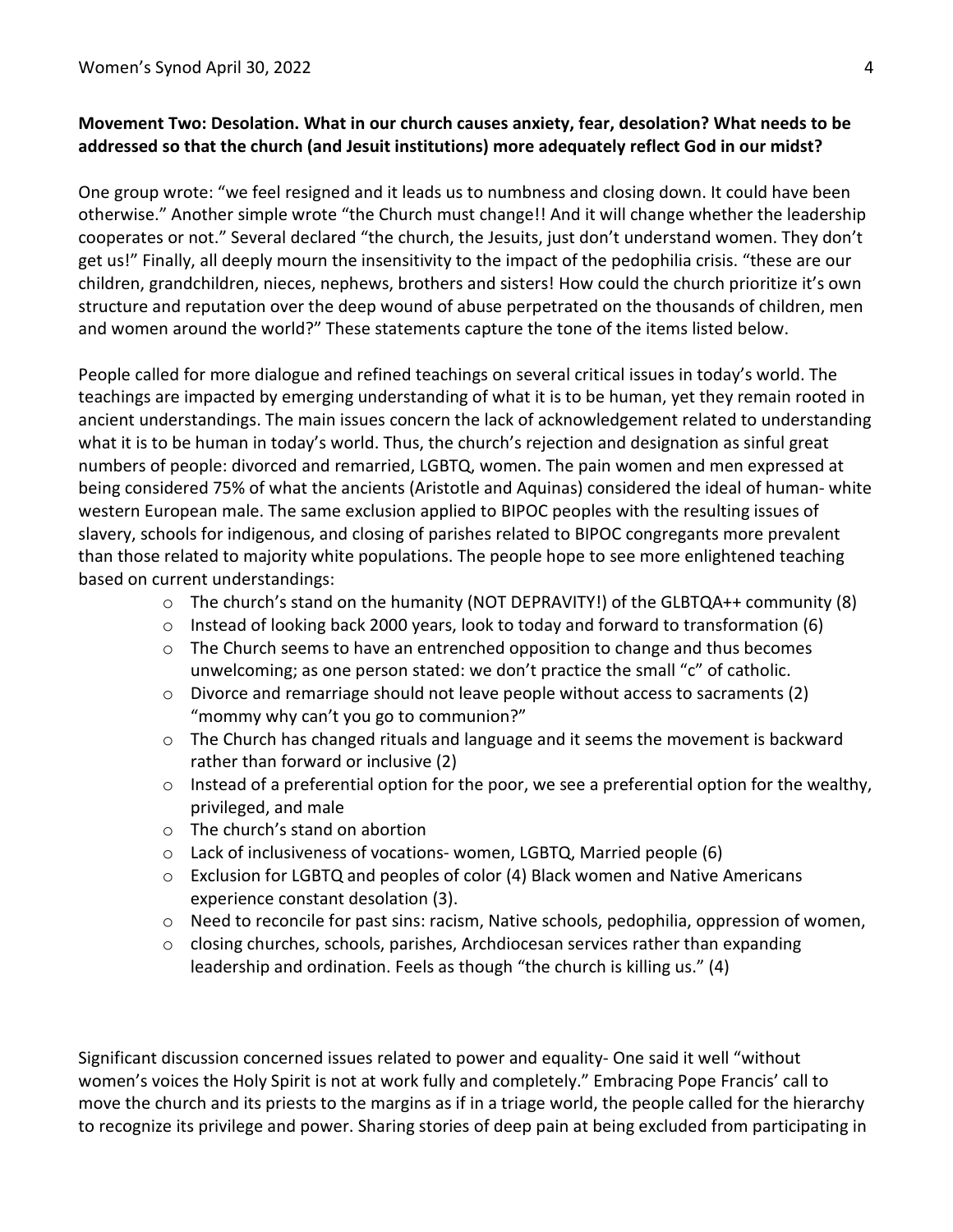**Movement Two: Desolation. What in our church causes anxiety, fear, desolation? What needs to be addressed so that the church (and Jesuit institutions) more adequately reflect God in our midst?**

One group wrote: "we feel resigned and it leads us to numbness and closing down. It could have been otherwise." Another simple wrote "the Church must change!! And it will change whether the leadership cooperates or not." Several declared "the church, the Jesuits, just don't understand women. They don't get us!" Finally, all deeply mourn the insensitivity to the impact of the pedophilia crisis. "these are our children, grandchildren, nieces, nephews, brothers and sisters! How could the church prioritize it's own structure and reputation over the deep wound of abuse perpetrated on the thousands of children, men and women around the world?" These statements capture the tone of the items listed below.

People called for more dialogue and refined teachings on several critical issues in today's world. The teachings are impacted by emerging understanding of what it is to be human, yet they remain rooted in ancient understandings. The main issues concern the lack of acknowledgement related to understanding what it is to be human in today's world. Thus, the church's rejection and designation as sinful great numbers of people: divorced and remarried, LGBTQ, women. The pain women and men expressed at being considered 75% of what the ancients (Aristotle and Aquinas) considered the ideal of human- white western European male. The same exclusion applied to BIPOC peoples with the resulting issues of slavery, schools for indigenous, and closing of parishes related to BIPOC congregants more prevalent than those related to majority white populations. The people hope to see more enlightened teaching based on current understandings:

- The church's stand on the humanity (NOT DEPRAVITY!) of the GLBTQA++ community (8)
- Instead of looking back 2000 years, look to today and forward to transformation (6)
- The Church seems to have an entrenched opposition to change and thus becomes unwelcoming; as one person stated: we don't practice the small "c" of catholic.
- Divorce and remarriage should not leave people without access to sacraments (2) "mommy why can't you go to communion?"
- The Church has changed rituals and language and it seems the movement is backward rather than forward or inclusive (2)
- Instead of a preferential option for the poor, we see a preferential option for the wealthy, privileged, and male
- The church's stand on abortion
- Lack of inclusiveness of vocations- women, LGBTQ, Married people (6)
- Exclusion for LGBTQ and peoples of color (4) Black women and Native Americans experience constant desolation (3).
- Need to reconcile for past sins: racism, Native schools, pedophilia, oppression of women,
- closing churches, schools, parishes, Archdiocesan services rather than expanding leadership and ordination. Feels as though "the church is killing us." (4)

Significant discussion concerned issues related to power and equality- One said it well "without women's voices the Holy Spirit is not at work fully and completely." Embracing Pope Francis' call to move the church and its priests to the margins as if in a triage world, the people called for the hierarchy to recognize its privilege and power. Sharing stories of deep pain at being excluded from participating in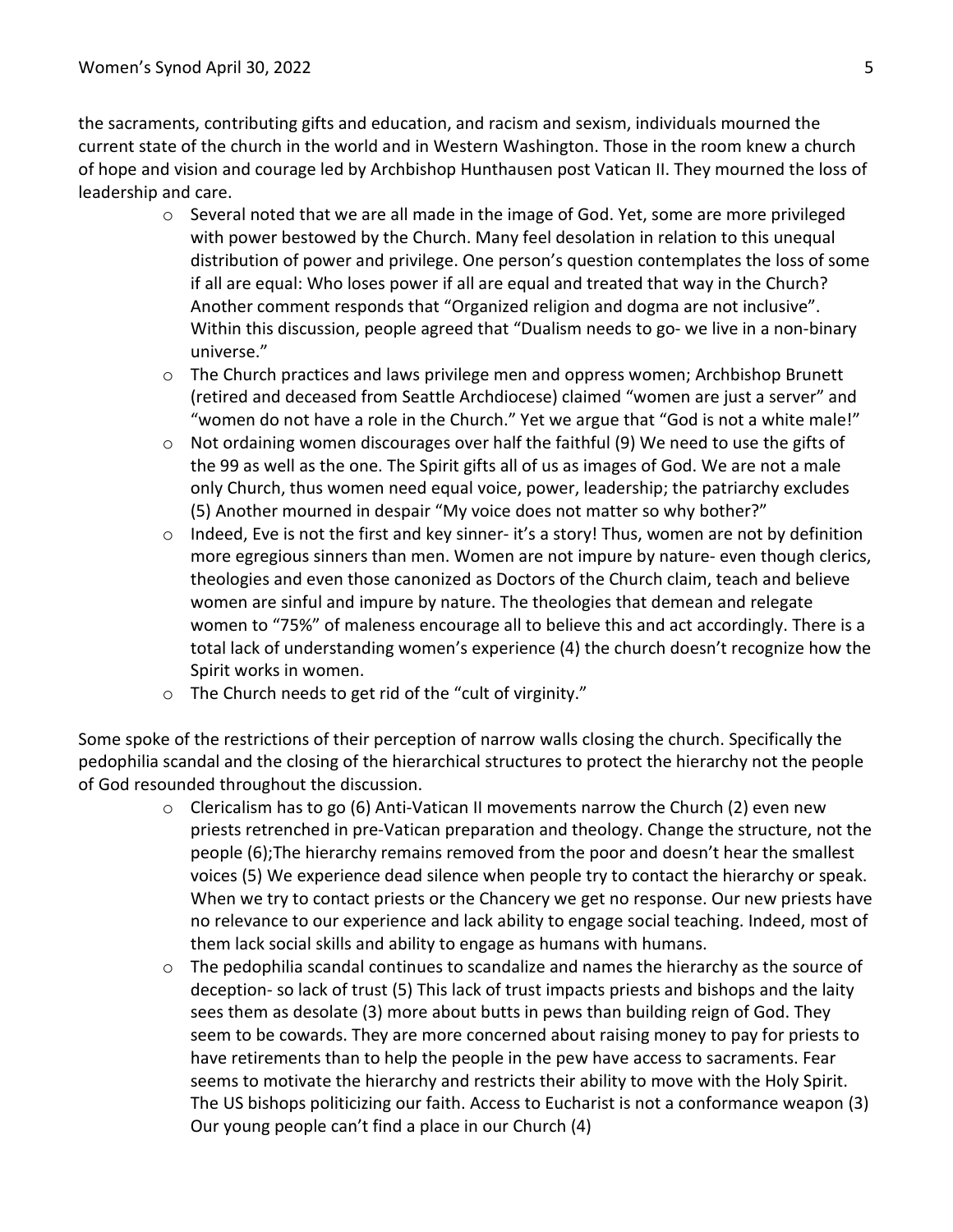the sacraments, contributing gifts and education, and racism and sexism, individuals mourned the current state of the church in the world and in Western Washington. Those in the room knew a church of hope and vision and courage led by Archbishop Hunthausen post Vatican II. They mourned the loss of leadership and care.

- Several noted that we are all made in the image of God. Yet, some are more privileged with power bestowed by the Church. Many feel desolation in relation to this unequal distribution of power and privilege. One person's question contemplates the loss of some if all are equal: Who loses power if all are equal and treated that way in the Church? Another comment responds that "Organized religion and dogma are not inclusive". Within this discussion, people agreed that "Dualism needs to go- we live in a non-binary universe."
- The Church practices and laws privilege men and oppress women; Archbishop Brunett (retired and deceased from Seattle Archdiocese) claimed "women are just a server" and "women do not have a role in the Church." Yet we argue that "God is not a white male!"
- Not ordaining women discourages over half the faithful (9) We need to use the gifts of the 99 as well as the one. The Spirit gifts all of us as images of God. We are not a male only Church, thus women need equal voice, power, leadership; the patriarchy excludes (5) Another mourned in despair "My voice does not matter so why bother?"
- Indeed, Eve is not the first and key sinner- it's a story! Thus, women are not by definition more egregious sinners than men. Women are not impure by nature- even though clerics, theologies and even those canonized as Doctors of the Church claim, teach and believe women are sinful and impure by nature. The theologies that demean and relegate women to "75%" of maleness encourage all to believe this and act accordingly. There is a total lack of understanding women's experience (4) the church doesn't recognize how the Spirit works in women.
- The Church needs to get rid of the "cult of virginity."

Some spoke of the restrictions of their perception of narrow walls closing the church. Specifically the pedophilia scandal and the closing of the hierarchical structures to protect the hierarchy not the people of God resounded throughout the discussion.

- Clericalism has to go (6) Anti-Vatican II movements narrow the Church (2) even new priests retrenched in pre-Vatican preparation and theology. Change the structure, not the people (6);The hierarchy remains removed from the poor and doesn't hear the smallest voices (5) We experience dead silence when people try to contact the hierarchy or speak. When we try to contact priests or the Chancery we get no response. Our new priests have no relevance to our experience and lack ability to engage social teaching. Indeed, most of them lack social skills and ability to engage as humans with humans.
- The pedophilia scandal continues to scandalize and names the hierarchy as the source of deception- so lack of trust (5) This lack of trust impacts priests and bishops and the laity sees them as desolate (3) more about butts in pews than building reign of God. They seem to be cowards. They are more concerned about raising money to pay for priests to have retirements than to help the people in the pew have access to sacraments. Fear seems to motivate the hierarchy and restricts their ability to move with the Holy Spirit. The US bishops politicizing our faith. Access to Eucharist is not a conformance weapon (3) Our young people can't find a place in our Church (4)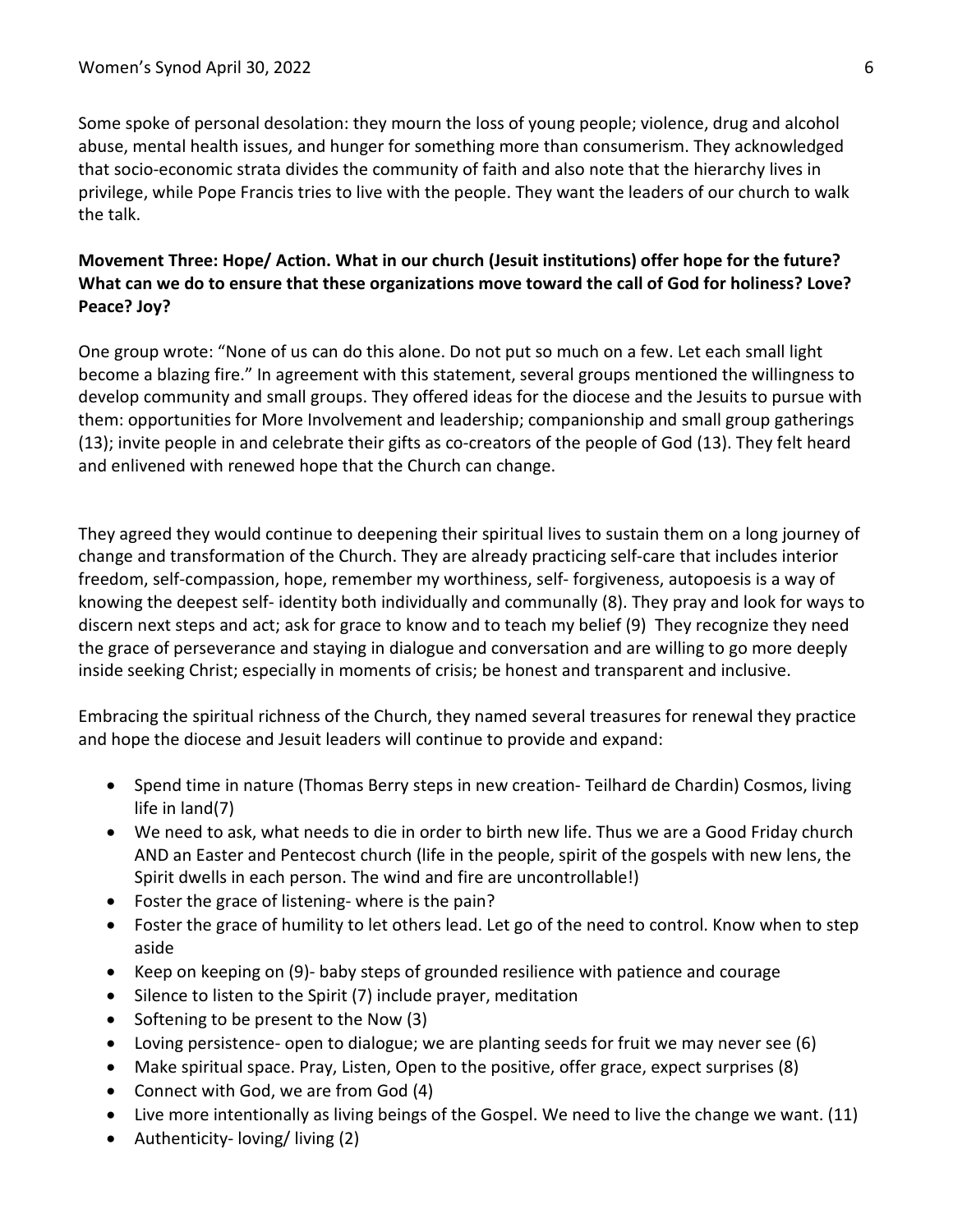Some spoke of personal desolation: they mourn the loss of young people; violence, drug and alcohol abuse, mental health issues, and hunger for something more than consumerism. They acknowledged that socio-economic strata divides the community of faith and also note that the hierarchy lives in privilege, while Pope Francis tries to live with the people. They want the leaders of our church to walk the talk.

**Movement Three: Hope/ Action. What in our church (Jesuit institutions) offer hope for the future? What can we do to ensure that these organizations move toward the call of God for holiness? Love? Peace? Joy?**

One group wrote: "None of us can do this alone. Do not put so much on a few. Let each small light become a blazing fire." In agreement with this statement, several groups mentioned the willingness to develop community and small groups. They offered ideas for the diocese and the Jesuits to pursue with them: opportunities for More Involvement and leadership; companionship and small group gatherings (13); invite people in and celebrate their gifts as co-creators of the people of God (13). They felt heard and enlivened with renewed hope that the Church can change.

They agreed they would continue to deepening their spiritual lives to sustain them on a long journey of change and transformation of the Church. They are already practicing self-care that includes interior freedom, self-compassion, hope, remember my worthiness, self- forgiveness, autopoesis is a way of knowing the deepest self- identity both individually and communally (8). They pray and look for ways to discern next steps and act; ask for grace to know and to teach my belief (9) They recognize they need the grace of perseverance and staying in dialogue and conversation and are willing to go more deeply inside seeking Christ; especially in moments of crisis; be honest and transparent and inclusive.

Embracing the spiritual richness of the Church, they named several treasures for renewal they practice and hope the diocese and Jesuit leaders will continue to provide and expand:

- Spend time in nature (Thomas Berry steps in new creation- Teilhard de Chardin) Cosmos, living life in land(7)
- We need to ask, what needs to die in order to birth new life. Thus we are a Good Friday church AND an Easter and Pentecost church (life in the people, spirit of the gospels with new lens, the Spirit dwells in each person. The wind and fire are uncontrollable!)
- Foster the grace of listening- where is the pain?
- Foster the grace of humility to let others lead. Let go of the need to control. Know when to step aside
- Keep on keeping on (9)- baby steps of grounded resilience with patience and courage
- Silence to listen to the Spirit (7) include prayer, meditation
- Softening to be present to the Now (3)
- Loving persistence- open to dialogue; we are planting seeds for fruit we may never see (6)
- Make spiritual space. Pray, Listen, Open to the positive, offer grace, expect surprises (8)
- Connect with God, we are from God (4)
- Live more intentionally as living beings of the Gospel. We need to live the change we want. (11)
- Authenticity- loving/ living (2)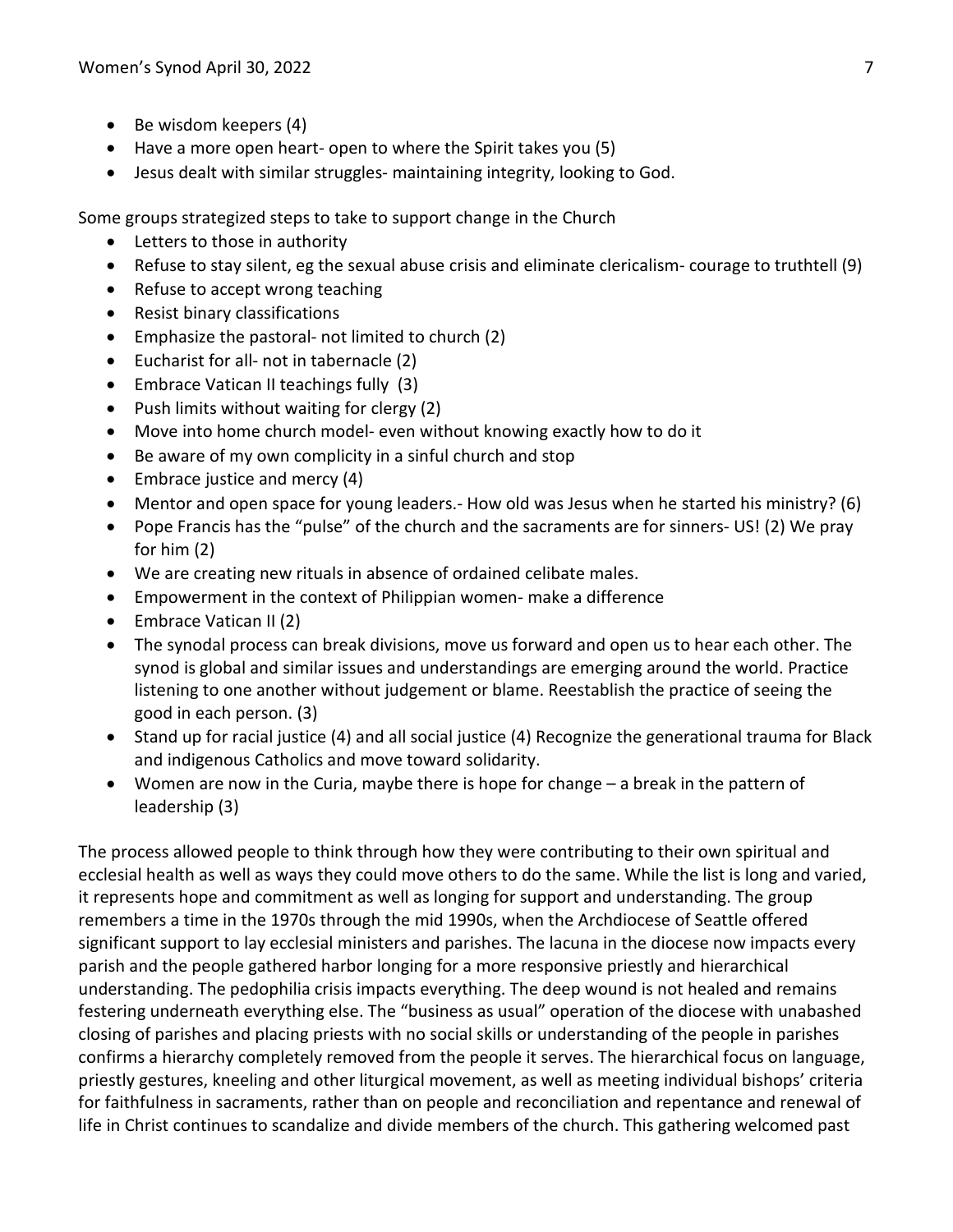- Be wisdom keepers (4)
- Have a more open heart- open to where the Spirit takes you (5)
- Jesus dealt with similar struggles- maintaining integrity, looking to God.

Some groups strategized steps to take to support change in the Church

- Letters to those in authority
- Refuse to stay silent, eg the sexual abuse crisis and eliminate clericalism- courage to truthtell (9)
- Refuse to accept wrong teaching
- Resist binary classifications
- Emphasize the pastoral- not limited to church (2)
- Eucharist for all- not in tabernacle (2)
- Embrace Vatican II teachings fully (3)
- Push limits without waiting for clergy (2)
- Move into home church model- even without knowing exactly how to do it
- Be aware of my own complicity in a sinful church and stop
- Embrace justice and mercy (4)
- Mentor and open space for young leaders.- How old was Jesus when he started his ministry? (6)
- Pope Francis has the "pulse" of the church and the sacraments are for sinners- US! (2) We pray for him (2)
- We are creating new rituals in absence of ordained celibate males.
- Empowerment in the context of Philippian women- make a difference
- Embrace Vatican II (2)
- The synodal process can break divisions, move us forward and open us to hear each other. The synod is global and similar issues and understandings are emerging around the world. Practice listening to one another without judgement or blame. Reestablish the practice of seeing the good in each person. (3)
- Stand up for racial justice (4) and all social justice (4) Recognize the generational trauma for Black and indigenous Catholics and move toward solidarity.
- Women are now in the Curia, maybe there is hope for change – a break in the pattern of leadership (3)

The process allowed people to think through how they were contributing to their own spiritual and ecclesial health as well as ways they could move others to do the same. While the list is long and varied, it represents hope and commitment as well as longing for support and understanding. The group remembers a time in the 1970s through the mid 1990s, when the Archdiocese of Seattle offered significant support to lay ecclesial ministers and parishes. The lacuna in the diocese now impacts every parish and the people gathered harbor longing for a more responsive priestly and hierarchical understanding. The pedophilia crisis impacts everything. The deep wound is not healed and remains festering underneath everything else. The "business as usual" operation of the diocese with unabashed closing of parishes and placing priests with no social skills or understanding of the people in parishes confirms a hierarchy completely removed from the people it serves. The hierarchical focus on language, priestly gestures, kneeling and other liturgical movement, as well as meeting individual bishops' criteria for faithfulness in sacraments, rather than on people and reconciliation and repentance and renewal of life in Christ continues to scandalize and divide members of the church. This gathering welcomed past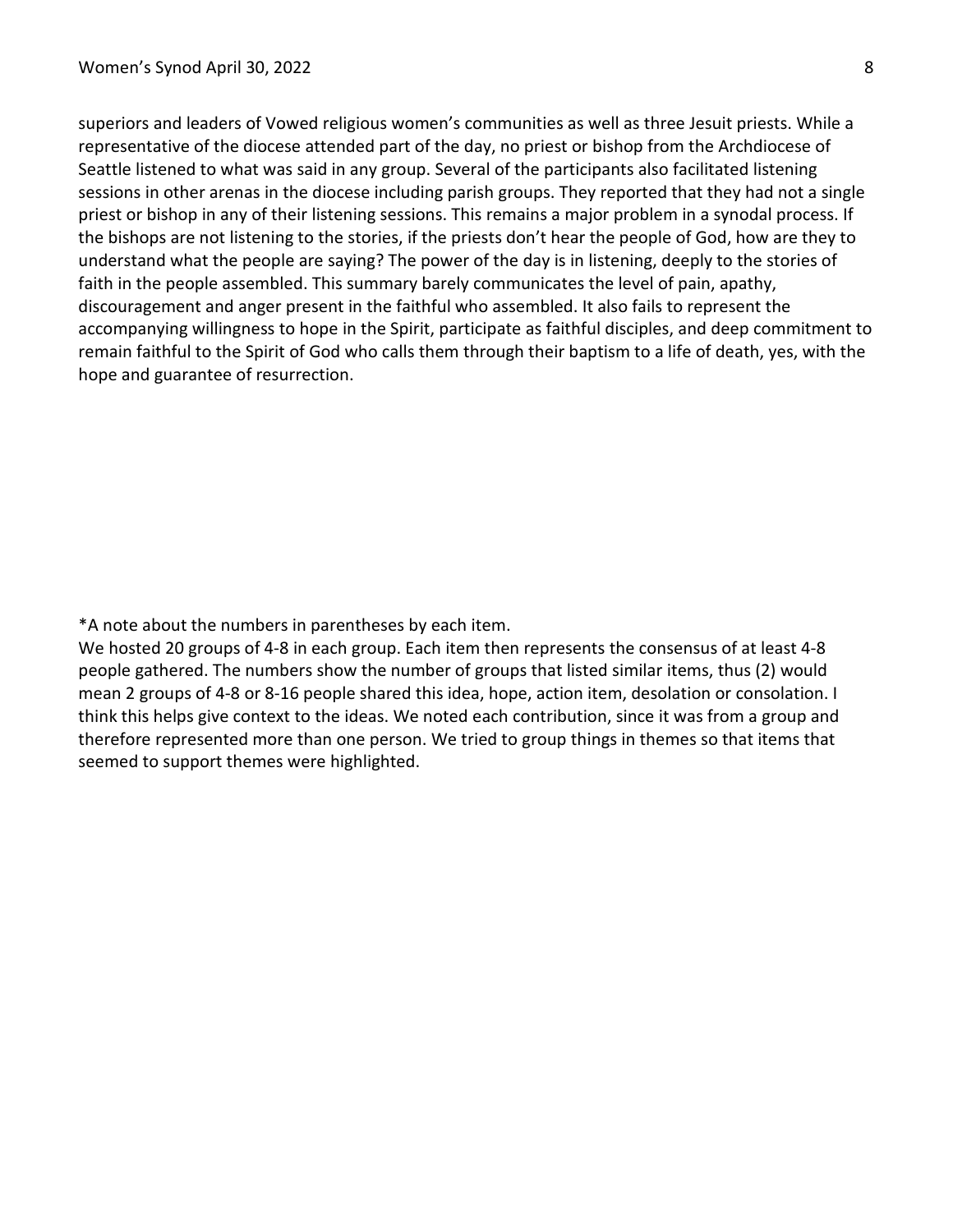superiors and leaders of Vowed religious women's communities as well as three Jesuit priests. While a representative of the diocese attended part of the day, no priest or bishop from the Archdiocese of Seattle listened to what was said in any group. Several of the participants also facilitated listening sessions in other arenas in the diocese including parish groups. They reported that they had not a single priest or bishop in any of their listening sessions. This remains a major problem in a synodal process. If the bishops are not listening to the stories, if the priests don't hear the people of God, how are they to understand what the people are saying? The power of the day is in listening, deeply to the stories of faith in the people assembled. This summary barely communicates the level of pain, apathy, discouragement and anger present in the faithful who assembled. It also fails to represent the accompanying willingness to hope in the Spirit, participate as faithful disciples, and deep commitment to remain faithful to the Spirit of God who calls them through their baptism to a life of death, yes, with the hope and guarantee of resurrection.

*A note about the numbers in parentheses by each item.
We hosted 20 groups of 4-8 in each group. Each item then represents the consensus of at least 4-8 people gathered. The numbers show the number of groups that listed similar items, thus (2) would mean 2 groups of 4-8 or 8-16 people shared this idea, hope, action item, desolation or consolation. I think this helps give context to the ideas. We noted each contribution, since it was from a group and therefore represented more than one person. We tried to group things in themes so that items that seemed to support themes were highlighted.